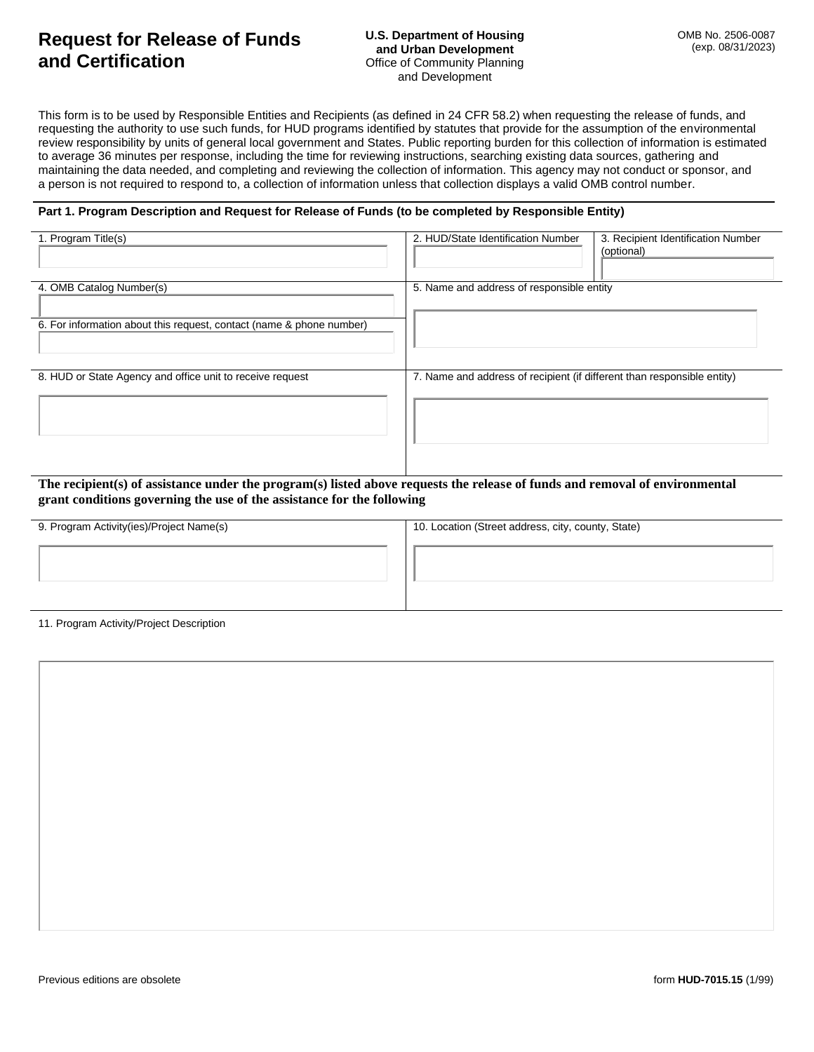# Request for Release of Funds and Certification

**U.S. Department of Housing and Urban Development**
Office of Community Planning and Development

OMB No. 2506-0087
(exp. 08/31/2023)

This form is to be used by Responsible Entities and Recipients (as defined in 24 CFR 58.2) when requesting the release of funds, and requesting the authority to use such funds, for HUD programs identified by statutes that provide for the assumption of the environmental review responsibility by units of general local government and States. Public reporting burden for this collection of information is estimated to average 36 minutes per response, including the time for reviewing instructions, searching existing data sources, gathering and maintaining the data needed, and completing and reviewing the collection of information. This agency may not conduct or sponsor, and a person is not required to respond to, a collection of information unless that collection displays a valid OMB control number.

**Part 1. Program Description and Request for Release of Funds (to be completed by Responsible Entity)**

1. Program Title(s)

2. HUD/State Identification Number

3. Recipient Identification Number (optional)

4. OMB Catalog Number(s)

5. Name and address of responsible entity

6. For information about this request, contact (name & phone number)

7. Name and address of recipient (if different than responsible entity)

8. HUD or State Agency and office unit to receive request

**The recipient(s) of assistance under the program(s) listed above requests the release of funds and removal of environmental grant conditions governing the use of the assistance for the following**

9. Program Activity(ies)/Project Name(s)

10. Location (Street address, city, county, State)

11. Program Activity/Project Description

Previous editions are obsolete

form **HUD-7015.15** (1/99)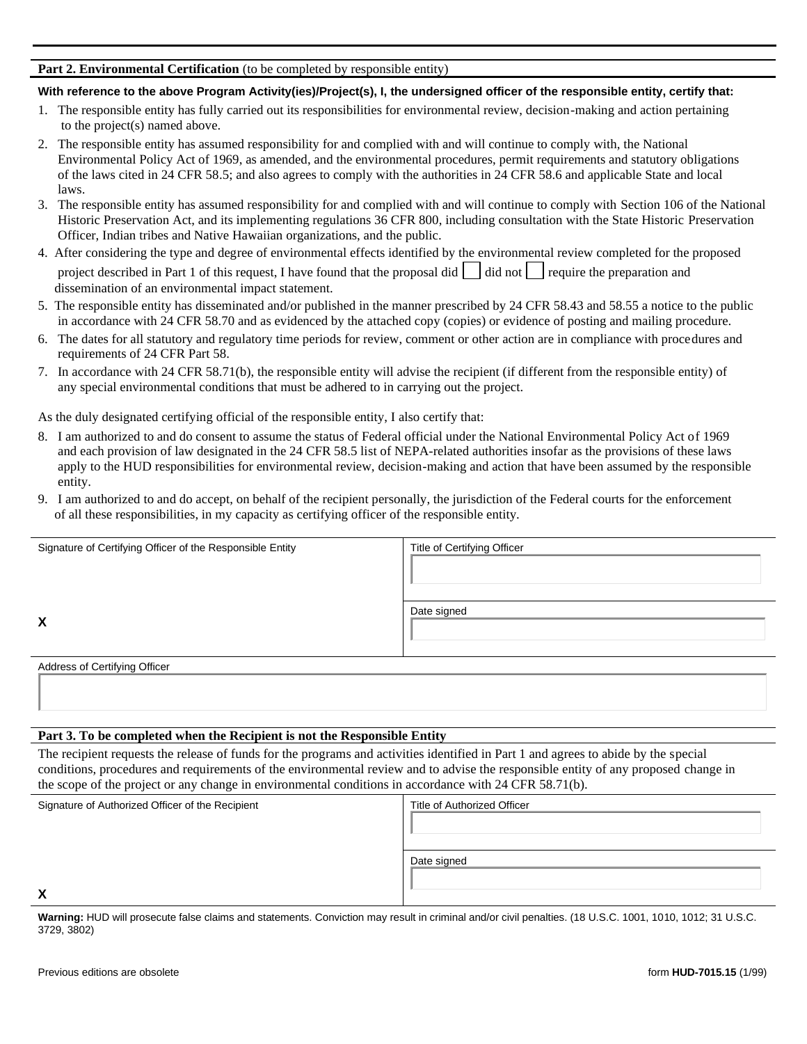**Part 2. Environmental Certification** (to be completed by responsible entity)

**With reference to the above Program Activity(ies)/Project(s), I, the undersigned officer of the responsible entity, certify that:**

1. The responsible entity has fully carried out its responsibilities for environmental review, decision-making and action pertaining to the project(s) named above.
2. The responsible entity has assumed responsibility for and complied with and will continue to comply with, the National Environmental Policy Act of 1969, as amended, and the environmental procedures, permit requirements and statutory obligations of the laws cited in 24 CFR 58.5; and also agrees to comply with the authorities in 24 CFR 58.6 and applicable State and local laws.
3. The responsible entity has assumed responsibility for and complied with and will continue to comply with Section 106 of the National Historic Preservation Act, and its implementing regulations 36 CFR 800, including consultation with the State Historic Preservation Officer, Indian tribes and Native Hawaiian organizations, and the public.
4. After considering the type and degree of environmental effects identified by the environmental review completed for the proposed project described in Part 1 of this request, I have found that the proposal did ☐ did not ☐ require the preparation and dissemination of an environmental impact statement.
5. The responsible entity has disseminated and/or published in the manner prescribed by 24 CFR 58.43 and 58.55 a notice to the public in accordance with 24 CFR 58.70 and as evidenced by the attached copy (copies) or evidence of posting and mailing procedure.
6. The dates for all statutory and regulatory time periods for review, comment or other action are in compliance with procedures and requirements of 24 CFR Part 58.
7. In accordance with 24 CFR 58.71(b), the responsible entity will advise the recipient (if different from the responsible entity) of any special environmental conditions that must be adhered to in carrying out the project.

As the duly designated certifying official of the responsible entity, I also certify that:

8. I am authorized to and do consent to assume the status of Federal official under the National Environmental Policy Act of 1969 and each provision of law designated in the 24 CFR 58.5 list of NEPA-related authorities insofar as the provisions of these laws apply to the HUD responsibilities for environmental review, decision-making and action that have been assumed by the responsible entity.
9. I am authorized to and do accept, on behalf of the recipient personally, the jurisdiction of the Federal courts for the enforcement of all these responsibilities, in my capacity as certifying officer of the responsible entity.

| | |
|---|---|
| Signature of Certifying Officer of the Responsible Entity<br><br>**X** | Title of Certifying Officer<br><br>Date signed |

Address of Certifying Officer

**Part 3. To be completed when the Recipient is not the Responsible Entity**

The recipient requests the release of funds for the programs and activities identified in Part 1 and agrees to abide by the special conditions, procedures and requirements of the environmental review and to advise the responsible entity of any proposed change in the scope of the project or any change in environmental conditions in accordance with 24 CFR 58.71(b).

| | |
|---|---|
| Signature of Authorized Officer of the Recipient<br><br>**X** | Title of Authorized Officer<br><br>Date signed |

**Warning:** HUD will prosecute false claims and statements. Conviction may result in criminal and/or civil penalties. (18 U.S.C. 1001, 1010, 1012; 31 U.S.C. 3729, 3802)

Previous editions are obsolete

form **HUD-7015.15** (1/99)